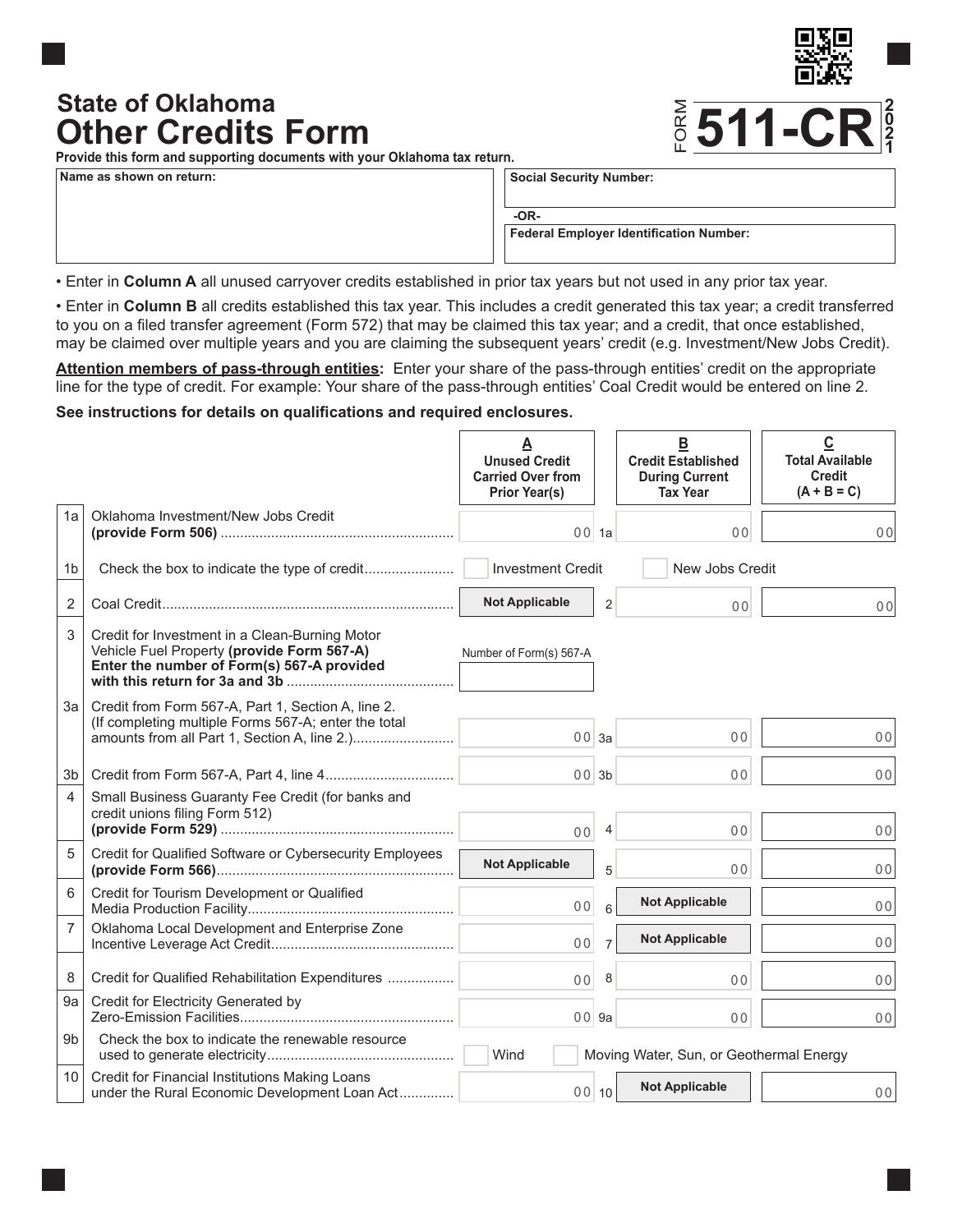# State of Oklahoma
# Other Credits Form

**FORM 511-CR 2021**

**Provide this form and supporting documents with your Oklahoma tax return.**

| Name as shown on return: | Social Security Number: |
|---|---|
| | -OR- |
| | Federal Employer Identification Number: |

- Enter in **Column A** all unused carryover credits established in prior tax years but not used in any prior tax year.
- Enter in **Column B** all credits established this tax year. This includes a credit generated this tax year; a credit transferred to you on a filed transfer agreement (Form 572) that may be claimed this tax year; and a credit, that once established, may be claimed over multiple years and you are claiming the subsequent years' credit (e.g. Investment/New Jobs Credit).

**Attention members of pass-through entities:** Enter your share of the pass-through entities' credit on the appropriate line for the type of credit. For example: Your share of the pass-through entities' Coal Credit would be entered on line 2.

**See instructions for details on qualifications and required enclosures.**

| | | A<br>Unused Credit Carried Over from Prior Year(s) | | B<br>Credit Established During Current Tax Year | C<br>Total Available Credit (A + B = C) |
|---|---|---|---|---|---|
| 1a | Oklahoma Investment/New Jobs Credit **(provide Form 506)** | 00 | 1a | 00 | 00 |
| 1b | Check the box to indicate the type of credit | ☐ Investment Credit | | ☐ New Jobs Credit | |
| 2 | Coal Credit | Not Applicable | 2 | 00 | 00 |
| 3 | Credit for Investment in a Clean-Burning Motor Vehicle Fuel Property **(provide Form 567-A) Enter the number of Form(s) 567-A provided with this return for 3a and 3b** | Number of Form(s) 567-A | | | |
| 3a | Credit from Form 567-A, Part 1, Section A, line 2. (If completing multiple Forms 567-A; enter the total amounts from all Part 1, Section A, line 2.) | 00 | 3a | 00 | 00 |
| 3b | Credit from Form 567-A, Part 4, line 4 | 00 | 3b | 00 | 00 |
| 4 | Small Business Guaranty Fee Credit (for banks and credit unions filing Form 512) **(provide Form 529)** | 00 | 4 | 00 | 00 |
| 5 | Credit for Qualified Software or Cybersecurity Employees **(provide Form 566)** | Not Applicable | 5 | 00 | 00 |
| 6 | Credit for Tourism Development or Qualified Media Production Facility | 00 | 6 | Not Applicable | 00 |
| 7 | Oklahoma Local Development and Enterprise Zone Incentive Leverage Act Credit | 00 | 7 | Not Applicable | 00 |
| 8 | Credit for Qualified Rehabilitation Expenditures | 00 | 8 | 00 | 00 |
| 9a | Credit for Electricity Generated by Zero-Emission Facilities | 00 | 9a | 00 | 00 |
| 9b | Check the box to indicate the renewable resource used to generate electricity | ☐ Wind | | ☐ Moving Water, Sun, or Geothermal Energy | |
| 10 | Credit for Financial Institutions Making Loans under the Rural Economic Development Loan Act | 00 | 10 | Not Applicable | 00 |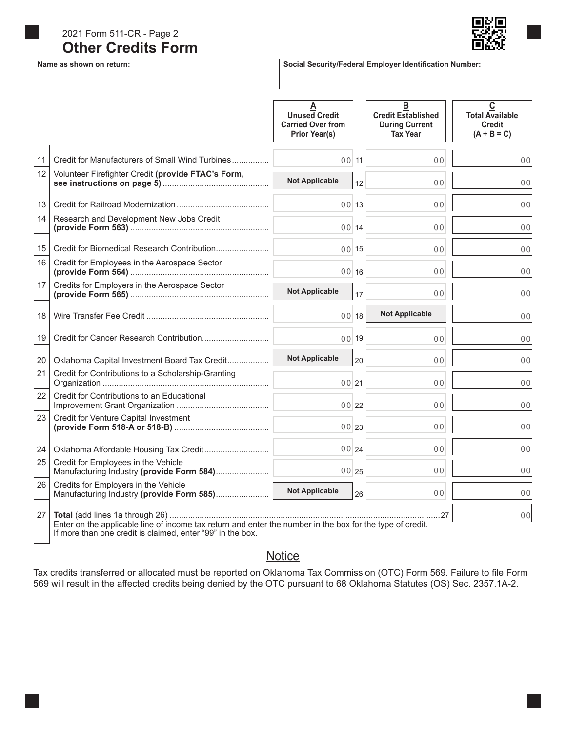2021 Form 511-CR - Page 2

# Other Credits Form

| Name as shown on return: | Social Security/Federal Employer Identification Number: |
|---|---|
| | |

| | | A<br>Unused Credit Carried Over from Prior Year(s) | | B<br>Credit Established During Current Tax Year | C<br>Total Available Credit<br>(A + B = C) |
|---|---|---|---|---|---|
| 11 | Credit for Manufacturers of Small Wind Turbines | 00 | 11 | 00 | 00 |
| 12 | Volunteer Firefighter Credit **(provide FTAC's Form, see instructions on page 5)** | Not Applicable | 12 | 00 | 00 |
| 13 | Credit for Railroad Modernization | 00 | 13 | 00 | 00 |
| 14 | Research and Development New Jobs Credit **(provide Form 563)** | 00 | 14 | 00 | 00 |
| 15 | Credit for Biomedical Research Contribution | 00 | 15 | 00 | 00 |
| 16 | Credit for Employees in the Aerospace Sector **(provide Form 564)** | 00 | 16 | 00 | 00 |
| 17 | Credits for Employers in the Aerospace Sector **(provide Form 565)** | Not Applicable | 17 | 00 | 00 |
| 18 | Wire Transfer Fee Credit | 00 | 18 | Not Applicable | 00 |
| 19 | Credit for Cancer Research Contribution | 00 | 19 | 00 | 00 |
| 20 | Oklahoma Capital Investment Board Tax Credit | Not Applicable | 20 | 00 | 00 |
| 21 | Credit for Contributions to a Scholarship-Granting Organization | 00 | 21 | 00 | 00 |
| 22 | Credit for Contributions to an Educational Improvement Grant Organization | 00 | 22 | 00 | 00 |
| 23 | Credit for Venture Capital Investment **(provide Form 518-A or 518-B)** | 00 | 23 | 00 | 00 |
| 24 | Oklahoma Affordable Housing Tax Credit | 00 | 24 | 00 | 00 |
| 25 | Credit for Employees in the Vehicle Manufacturing Industry **(provide Form 584)** | 00 | 25 | 00 | 00 |
| 26 | Credits for Employers in the Vehicle Manufacturing Industry **(provide Form 585)** | Not Applicable | 26 | 00 | 00 |
| 27 | **Total** (add lines 1a through 26) ... 27<br>Enter on the applicable line of income tax return and enter the number in the box for the type of credit. If more than one credit is claimed, enter "99" in the box. | | | | 00 |

## Notice

Tax credits transferred or allocated must be reported on Oklahoma Tax Commission (OTC) Form 569. Failure to file Form 569 will result in the affected credits being denied by the OTC pursuant to 68 Oklahoma Statutes (OS) Sec. 2357.1A-2.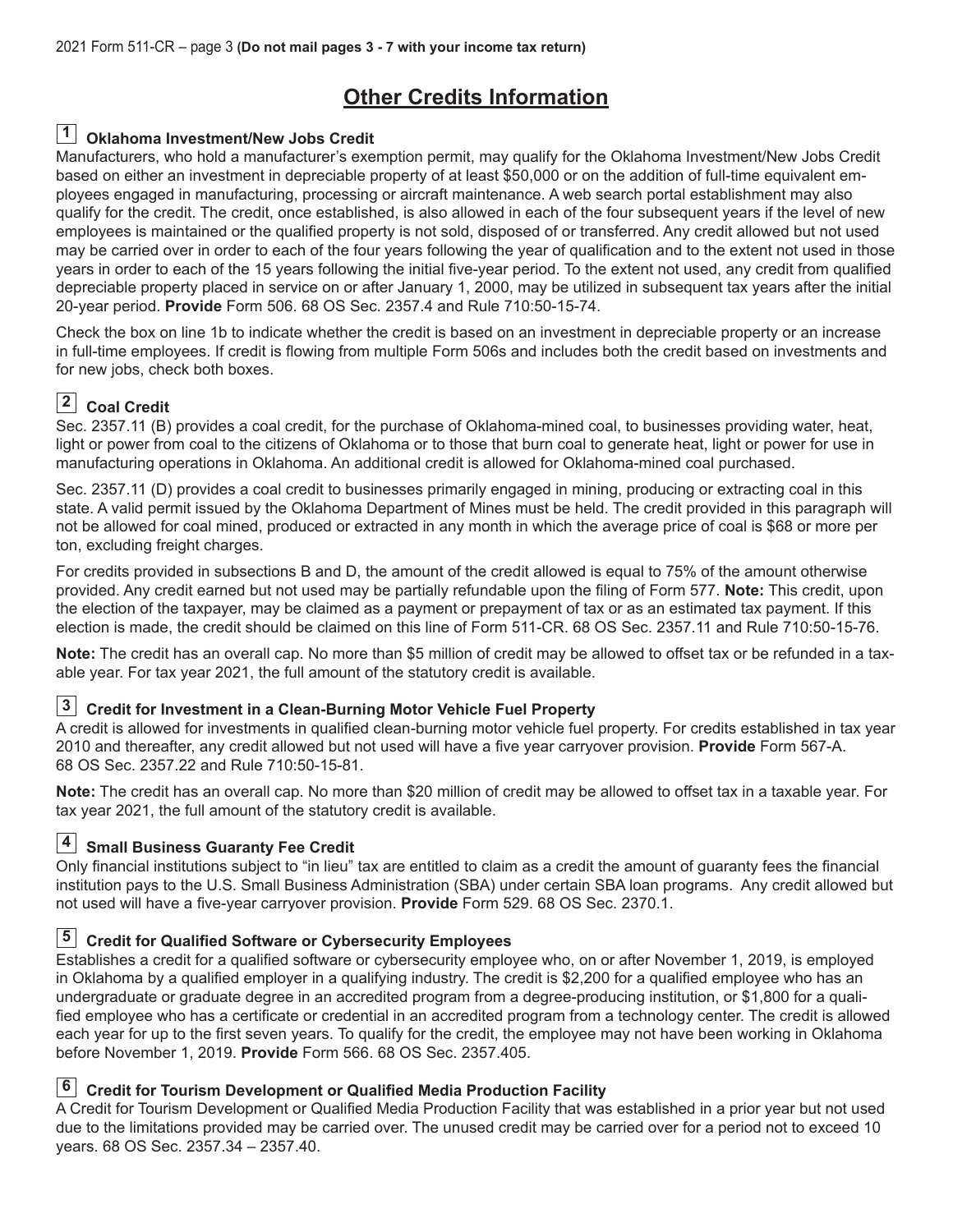# Other Credits Information

## 1 Oklahoma Investment/New Jobs Credit

Manufacturers, who hold a manufacturer's exemption permit, may qualify for the Oklahoma Investment/New Jobs Credit based on either an investment in depreciable property of at least $50,000 or on the addition of full-time equivalent employees engaged in manufacturing, processing or aircraft maintenance. A web search portal establishment may also qualify for the credit. The credit, once established, is also allowed in each of the four subsequent years if the level of new employees is maintained or the qualified property is not sold, disposed of or transferred. Any credit allowed but not used may be carried over in order to each of the four years following the year of qualification and to the extent not used in those years in order to each of the 15 years following the initial five-year period. To the extent not used, any credit from qualified depreciable property placed in service on or after January 1, 2000, may be utilized in subsequent tax years after the initial 20-year period. **Provide** Form 506. 68 OS Sec. 2357.4 and Rule 710:50-15-74.

Check the box on line 1b to indicate whether the credit is based on an investment in depreciable property or an increase in full-time employees. If credit is flowing from multiple Form 506s and includes both the credit based on investments and for new jobs, check both boxes.

## 2 Coal Credit

Sec. 2357.11 (B) provides a coal credit, for the purchase of Oklahoma-mined coal, to businesses providing water, heat, light or power from coal to the citizens of Oklahoma or to those that burn coal to generate heat, light or power for use in manufacturing operations in Oklahoma. An additional credit is allowed for Oklahoma-mined coal purchased.

Sec. 2357.11 (D) provides a coal credit to businesses primarily engaged in mining, producing or extracting coal in this state. A valid permit issued by the Oklahoma Department of Mines must be held. The credit provided in this paragraph will not be allowed for coal mined, produced or extracted in any month in which the average price of coal is $68 or more per ton, excluding freight charges.

For credits provided in subsections B and D, the amount of the credit allowed is equal to 75% of the amount otherwise provided. Any credit earned but not used may be partially refundable upon the filing of Form 577. **Note:** This credit, upon the election of the taxpayer, may be claimed as a payment or prepayment of tax or as an estimated tax payment. If this election is made, the credit should be claimed on this line of Form 511-CR. 68 OS Sec. 2357.11 and Rule 710:50-15-76.

**Note:** The credit has an overall cap. No more than $5 million of credit may be allowed to offset tax or be refunded in a taxable year. For tax year 2021, the full amount of the statutory credit is available.

## 3 Credit for Investment in a Clean-Burning Motor Vehicle Fuel Property

A credit is allowed for investments in qualified clean-burning motor vehicle fuel property. For credits established in tax year 2010 and thereafter, any credit allowed but not used will have a five year carryover provision. **Provide** Form 567-A. 68 OS Sec. 2357.22 and Rule 710:50-15-81.

**Note:** The credit has an overall cap. No more than $20 million of credit may be allowed to offset tax in a taxable year. For tax year 2021, the full amount of the statutory credit is available.

## 4 Small Business Guaranty Fee Credit

Only financial institutions subject to "in lieu" tax are entitled to claim as a credit the amount of guaranty fees the financial institution pays to the U.S. Small Business Administration (SBA) under certain SBA loan programs. Any credit allowed but not used will have a five-year carryover provision. **Provide** Form 529. 68 OS Sec. 2370.1.

## 5 Credit for Qualified Software or Cybersecurity Employees

Establishes a credit for a qualified software or cybersecurity employee who, on or after November 1, 2019, is employed in Oklahoma by a qualified employer in a qualifying industry. The credit is $2,200 for a qualified employee who has an undergraduate or graduate degree in an accredited program from a degree-producing institution, or $1,800 for a qualified employee who has a certificate or credential in an accredited program from a technology center. The credit is allowed each year for up to the first seven years. To qualify for the credit, the employee may not have been working in Oklahoma before November 1, 2019. **Provide** Form 566. 68 OS Sec. 2357.405.

## 6 Credit for Tourism Development or Qualified Media Production Facility

A Credit for Tourism Development or Qualified Media Production Facility that was established in a prior year but not used due to the limitations provided may be carried over. The unused credit may be carried over for a period not to exceed 10 years. 68 OS Sec. 2357.34 – 2357.40.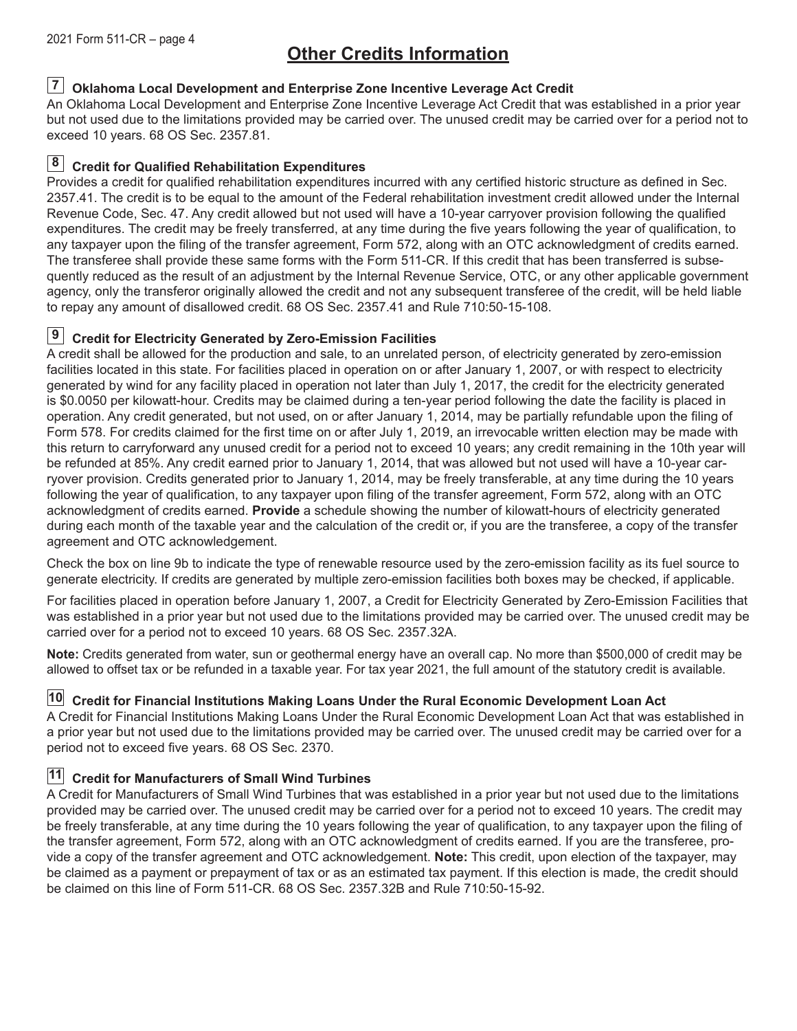# Other Credits Information

### 7 Oklahoma Local Development and Enterprise Zone Incentive Leverage Act Credit

An Oklahoma Local Development and Enterprise Zone Incentive Leverage Act Credit that was established in a prior year but not used due to the limitations provided may be carried over. The unused credit may be carried over for a period not to exceed 10 years. 68 OS Sec. 2357.81.

### 8 Credit for Qualified Rehabilitation Expenditures

Provides a credit for qualified rehabilitation expenditures incurred with any certified historic structure as defined in Sec. 2357.41. The credit is to be equal to the amount of the Federal rehabilitation investment credit allowed under the Internal Revenue Code, Sec. 47. Any credit allowed but not used will have a 10-year carryover provision following the qualified expenditures. The credit may be freely transferred, at any time during the five years following the year of qualification, to any taxpayer upon the filing of the transfer agreement, Form 572, along with an OTC acknowledgment of credits earned. The transferee shall provide these same forms with the Form 511-CR. If this credit that has been transferred is subsequently reduced as the result of an adjustment by the Internal Revenue Service, OTC, or any other applicable government agency, only the transferor originally allowed the credit and not any subsequent transferee of the credit, will be held liable to repay any amount of disallowed credit. 68 OS Sec. 2357.41 and Rule 710:50-15-108.

### 9 Credit for Electricity Generated by Zero-Emission Facilities

A credit shall be allowed for the production and sale, to an unrelated person, of electricity generated by zero-emission facilities located in this state. For facilities placed in operation on or after January 1, 2007, or with respect to electricity generated by wind for any facility placed in operation not later than July 1, 2017, the credit for the electricity generated is $0.0050 per kilowatt-hour. Credits may be claimed during a ten-year period following the date the facility is placed in operation. Any credit generated, but not used, on or after January 1, 2014, may be partially refundable upon the filing of Form 578. For credits claimed for the first time on or after July 1, 2019, an irrevocable written election may be made with this return to carryforward any unused credit for a period not to exceed 10 years; any credit remaining in the 10th year will be refunded at 85%. Any credit earned prior to January 1, 2014, that was allowed but not used will have a 10-year carryover provision. Credits generated prior to January 1, 2014, may be freely transferable, at any time during the 10 years following the year of qualification, to any taxpayer upon filing of the transfer agreement, Form 572, along with an OTC acknowledgment of credits earned. **Provide** a schedule showing the number of kilowatt-hours of electricity generated during each month of the taxable year and the calculation of the credit or, if you are the transferee, a copy of the transfer agreement and OTC acknowledgement.

Check the box on line 9b to indicate the type of renewable resource used by the zero-emission facility as its fuel source to generate electricity. If credits are generated by multiple zero-emission facilities both boxes may be checked, if applicable.

For facilities placed in operation before January 1, 2007, a Credit for Electricity Generated by Zero-Emission Facilities that was established in a prior year but not used due to the limitations provided may be carried over. The unused credit may be carried over for a period not to exceed 10 years. 68 OS Sec. 2357.32A.

**Note:** Credits generated from water, sun or geothermal energy have an overall cap. No more than $500,000 of credit may be allowed to offset tax or be refunded in a taxable year. For tax year 2021, the full amount of the statutory credit is available.

### 10 Credit for Financial Institutions Making Loans Under the Rural Economic Development Loan Act

A Credit for Financial Institutions Making Loans Under the Rural Economic Development Loan Act that was established in a prior year but not used due to the limitations provided may be carried over. The unused credit may be carried over for a period not to exceed five years. 68 OS Sec. 2370.

### 11 Credit for Manufacturers of Small Wind Turbines

A Credit for Manufacturers of Small Wind Turbines that was established in a prior year but not used due to the limitations provided may be carried over. The unused credit may be carried over for a period not to exceed 10 years. The credit may be freely transferable, at any time during the 10 years following the year of qualification, to any taxpayer upon the filing of the transfer agreement, Form 572, along with an OTC acknowledgment of credits earned. If you are the transferee, provide a copy of the transfer agreement and OTC acknowledgement. **Note:** This credit, upon election of the taxpayer, may be claimed as a payment or prepayment of tax or as an estimated tax payment. If this election is made, the credit should be claimed on this line of Form 511-CR. 68 OS Sec. 2357.32B and Rule 710:50-15-92.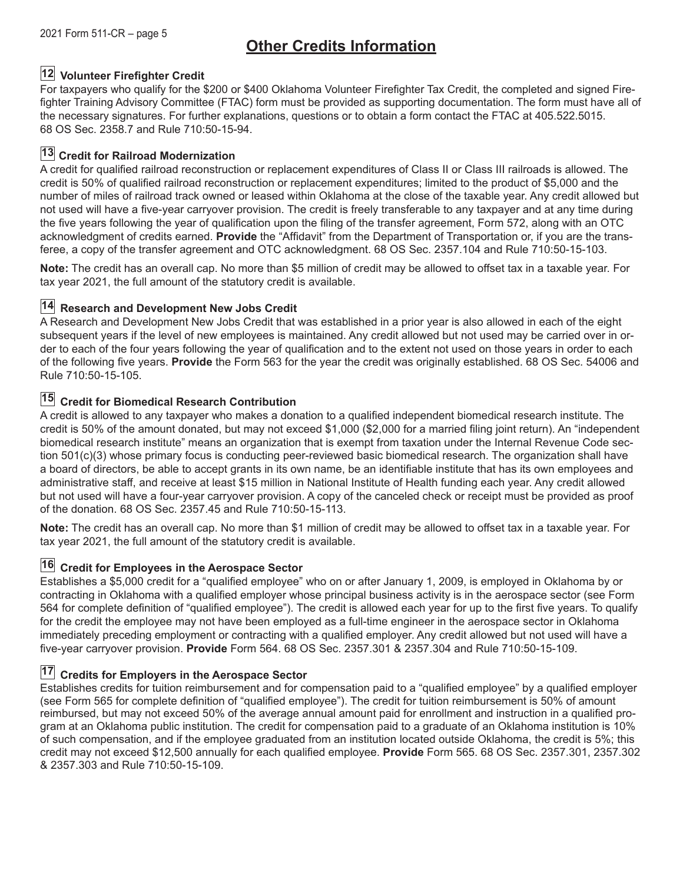# Other Credits Information

## 12 Volunteer Firefighter Credit

For taxpayers who qualify for the $200 or $400 Oklahoma Volunteer Firefighter Tax Credit, the completed and signed Firefighter Training Advisory Committee (FTAC) form must be provided as supporting documentation. The form must have all of the necessary signatures. For further explanations, questions or to obtain a form contact the FTAC at 405.522.5015. 68 OS Sec. 2358.7 and Rule 710:50-15-94.

## 13 Credit for Railroad Modernization

A credit for qualified railroad reconstruction or replacement expenditures of Class II or Class III railroads is allowed. The credit is 50% of qualified railroad reconstruction or replacement expenditures; limited to the product of $5,000 and the number of miles of railroad track owned or leased within Oklahoma at the close of the taxable year. Any credit allowed but not used will have a five-year carryover provision. The credit is freely transferable to any taxpayer and at any time during the five years following the year of qualification upon the filing of the transfer agreement, Form 572, along with an OTC acknowledgment of credits earned. **Provide** the "Affidavit" from the Department of Transportation or, if you are the transferee, a copy of the transfer agreement and OTC acknowledgment. 68 OS Sec. 2357.104 and Rule 710:50-15-103.

**Note:** The credit has an overall cap. No more than $5 million of credit may be allowed to offset tax in a taxable year. For tax year 2021, the full amount of the statutory credit is available.

## 14 Research and Development New Jobs Credit

A Research and Development New Jobs Credit that was established in a prior year is also allowed in each of the eight subsequent years if the level of new employees is maintained. Any credit allowed but not used may be carried over in order to each of the four years following the year of qualification and to the extent not used on those years in order to each of the following five years. **Provide** the Form 563 for the year the credit was originally established. 68 OS Sec. 54006 and Rule 710:50-15-105.

## 15 Credit for Biomedical Research Contribution

A credit is allowed to any taxpayer who makes a donation to a qualified independent biomedical research institute. The credit is 50% of the amount donated, but may not exceed $1,000 ($2,000 for a married filing joint return). An "independent biomedical research institute" means an organization that is exempt from taxation under the Internal Revenue Code section 501(c)(3) whose primary focus is conducting peer-reviewed basic biomedical research. The organization shall have a board of directors, be able to accept grants in its own name, be an identifiable institute that has its own employees and administrative staff, and receive at least $15 million in National Institute of Health funding each year. Any credit allowed but not used will have a four-year carryover provision. A copy of the canceled check or receipt must be provided as proof of the donation. 68 OS Sec. 2357.45 and Rule 710:50-15-113.

**Note:** The credit has an overall cap. No more than $1 million of credit may be allowed to offset tax in a taxable year. For tax year 2021, the full amount of the statutory credit is available.

## 16 Credit for Employees in the Aerospace Sector

Establishes a $5,000 credit for a "qualified employee" who on or after January 1, 2009, is employed in Oklahoma by or contracting in Oklahoma with a qualified employer whose principal business activity is in the aerospace sector (see Form 564 for complete definition of "qualified employee"). The credit is allowed each year for up to the first five years. To qualify for the credit the employee may not have been employed as a full-time engineer in the aerospace sector in Oklahoma immediately preceding employment or contracting with a qualified employer. Any credit allowed but not used will have a five-year carryover provision. **Provide** Form 564. 68 OS Sec. 2357.301 & 2357.304 and Rule 710:50-15-109.

## 17 Credits for Employers in the Aerospace Sector

Establishes credits for tuition reimbursement and for compensation paid to a "qualified employee" by a qualified employer (see Form 565 for complete definition of "qualified employee"). The credit for tuition reimbursement is 50% of amount reimbursed, but may not exceed 50% of the average annual amount paid for enrollment and instruction in a qualified program at an Oklahoma public institution. The credit for compensation paid to a graduate of an Oklahoma institution is 10% of such compensation, and if the employee graduated from an institution located outside Oklahoma, the credit is 5%; this credit may not exceed $12,500 annually for each qualified employee. **Provide** Form 565. 68 OS Sec. 2357.301, 2357.302 & 2357.303 and Rule 710:50-15-109.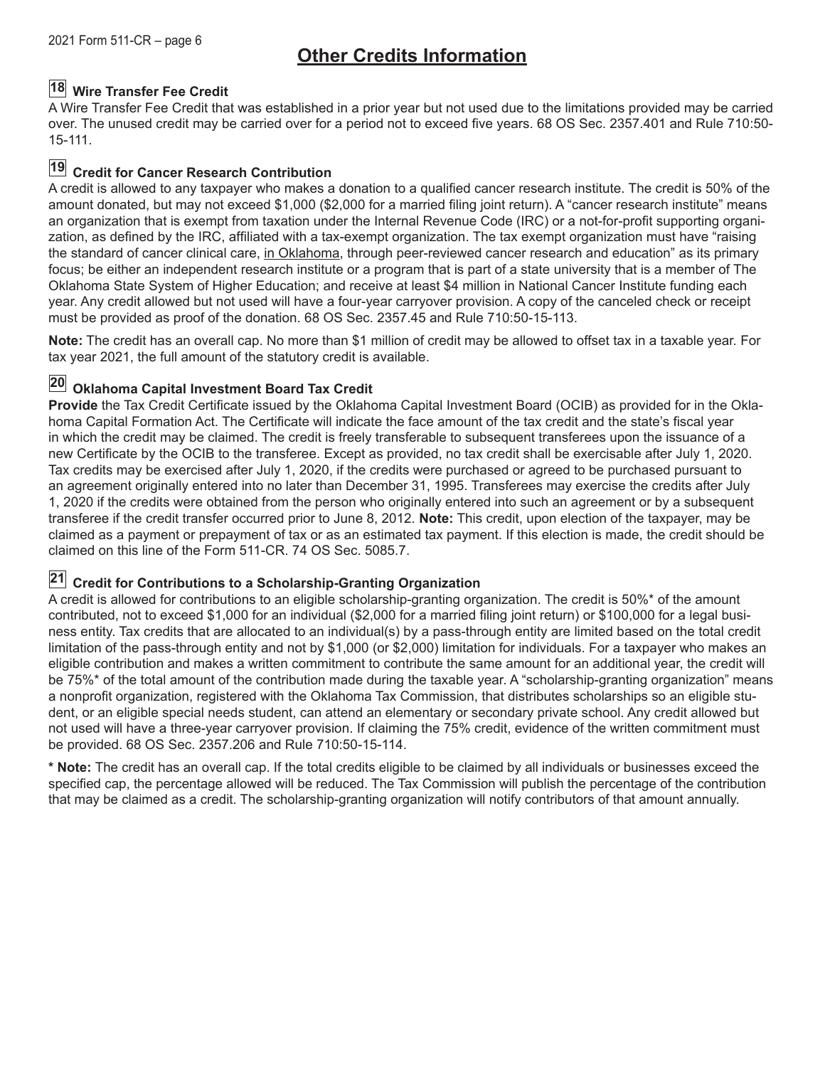## Other Credits Information

### 18 Wire Transfer Fee Credit

A Wire Transfer Fee Credit that was established in a prior year but not used due to the limitations provided may be carried over. The unused credit may be carried over for a period not to exceed five years. 68 OS Sec. 2357.401 and Rule 710:50-15-111.

### 19 Credit for Cancer Research Contribution

A credit is allowed to any taxpayer who makes a donation to a qualified cancer research institute. The credit is 50% of the amount donated, but may not exceed $1,000 ($2,000 for a married filing joint return). A "cancer research institute" means an organization that is exempt from taxation under the Internal Revenue Code (IRC) or a not-for-profit supporting organization, as defined by the IRC, affiliated with a tax-exempt organization. The tax exempt organization must have "raising the standard of cancer clinical care, in Oklahoma, through peer-reviewed cancer research and education" as its primary focus; be either an independent research institute or a program that is part of a state university that is a member of The Oklahoma State System of Higher Education; and receive at least $4 million in National Cancer Institute funding each year. Any credit allowed but not used will have a four-year carryover provision. A copy of the canceled check or receipt must be provided as proof of the donation. 68 OS Sec. 2357.45 and Rule 710:50-15-113.

**Note:** The credit has an overall cap. No more than $1 million of credit may be allowed to offset tax in a taxable year. For tax year 2021, the full amount of the statutory credit is available.

### 20 Oklahoma Capital Investment Board Tax Credit

**Provide** the Tax Credit Certificate issued by the Oklahoma Capital Investment Board (OCIB) as provided for in the Oklahoma Capital Formation Act. The Certificate will indicate the face amount of the tax credit and the state's fiscal year in which the credit may be claimed. The credit is freely transferable to subsequent transferees upon the issuance of a new Certificate by the OCIB to the transferee. Except as provided, no tax credit shall be exercisable after July 1, 2020. Tax credits may be exercised after July 1, 2020, if the credits were purchased or agreed to be purchased pursuant to an agreement originally entered into no later than December 31, 1995. Transferees may exercise the credits after July 1, 2020 if the credits were obtained from the person who originally entered into such an agreement or by a subsequent transferee if the credit transfer occurred prior to June 8, 2012. **Note:** This credit, upon election of the taxpayer, may be claimed as a payment or prepayment of tax or as an estimated tax payment. If this election is made, the credit should be claimed on this line of the Form 511-CR. 74 OS Sec. 5085.7.

### 21 Credit for Contributions to a Scholarship-Granting Organization

A credit is allowed for contributions to an eligible scholarship-granting organization. The credit is 50%* of the amount contributed, not to exceed $1,000 for an individual ($2,000 for a married filing joint return) or $100,000 for a legal business entity. Tax credits that are allocated to an individual(s) by a pass-through entity are limited based on the total credit limitation of the pass-through entity and not by $1,000 (or $2,000) limitation for individuals. For a taxpayer who makes an eligible contribution and makes a written commitment to contribute the same amount for an additional year, the credit will be 75%* of the total amount of the contribution made during the taxable year. A "scholarship-granting organization" means a nonprofit organization, registered with the Oklahoma Tax Commission, that distributes scholarships so an eligible student, or an eligible special needs student, can attend an elementary or secondary private school. Any credit allowed but not used will have a three-year carryover provision. If claiming the 75% credit, evidence of the written commitment must be provided. 68 OS Sec. 2357.206 and Rule 710:50-15-114.

**\* Note:** The credit has an overall cap. If the total credits eligible to be claimed by all individuals or businesses exceed the specified cap, the percentage allowed will be reduced. The Tax Commission will publish the percentage of the contribution that may be claimed as a credit. The scholarship-granting organization will notify contributors of that amount annually.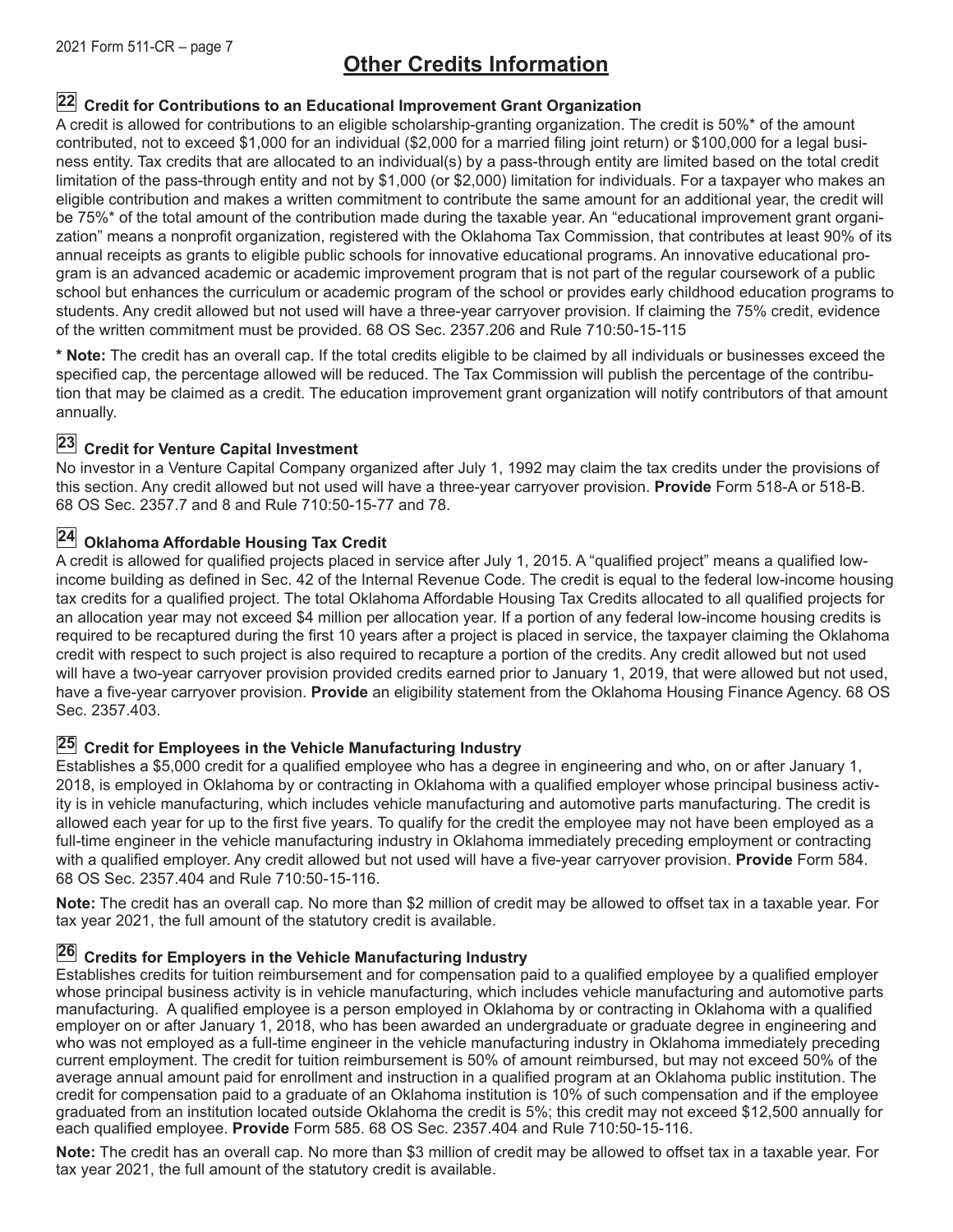## Other Credits Information

### 22 Credit for Contributions to an Educational Improvement Grant Organization

A credit is allowed for contributions to an eligible scholarship-granting organization. The credit is 50%* of the amount contributed, not to exceed $1,000 for an individual ($2,000 for a married filing joint return) or $100,000 for a legal business entity. Tax credits that are allocated to an individual(s) by a pass-through entity are limited based on the total credit limitation of the pass-through entity and not by $1,000 (or $2,000) limitation for individuals. For a taxpayer who makes an eligible contribution and makes a written commitment to contribute the same amount for an additional year, the credit will be 75%* of the total amount of the contribution made during the taxable year. An "educational improvement grant organization" means a nonprofit organization, registered with the Oklahoma Tax Commission, that contributes at least 90% of its annual receipts as grants to eligible public schools for innovative educational programs. An innovative educational program is an advanced academic or academic improvement program that is not part of the regular coursework of a public school but enhances the curriculum or academic program of the school or provides early childhood education programs to students. Any credit allowed but not used will have a three-year carryover provision. If claiming the 75% credit, evidence of the written commitment must be provided. 68 OS Sec. 2357.206 and Rule 710:50-15-115

**\* Note:** The credit has an overall cap. If the total credits eligible to be claimed by all individuals or businesses exceed the specified cap, the percentage allowed will be reduced. The Tax Commission will publish the percentage of the contribution that may be claimed as a credit. The education improvement grant organization will notify contributors of that amount annually.

### 23 Credit for Venture Capital Investment

No investor in a Venture Capital Company organized after July 1, 1992 may claim the tax credits under the provisions of this section. Any credit allowed but not used will have a three-year carryover provision. **Provide** Form 518-A or 518-B. 68 OS Sec. 2357.7 and 8 and Rule 710:50-15-77 and 78.

### 24 Oklahoma Affordable Housing Tax Credit

A credit is allowed for qualified projects placed in service after July 1, 2015. A "qualified project" means a qualified low-income building as defined in Sec. 42 of the Internal Revenue Code. The credit is equal to the federal low-income housing tax credits for a qualified project. The total Oklahoma Affordable Housing Tax Credits allocated to all qualified projects for an allocation year may not exceed $4 million per allocation year. If a portion of any federal low-income housing credits is required to be recaptured during the first 10 years after a project is placed in service, the taxpayer claiming the Oklahoma credit with respect to such project is also required to recapture a portion of the credits. Any credit allowed but not used will have a two-year carryover provision provided credits earned prior to January 1, 2019, that were allowed but not used, have a five-year carryover provision. **Provide** an eligibility statement from the Oklahoma Housing Finance Agency. 68 OS Sec. 2357.403.

### 25 Credit for Employees in the Vehicle Manufacturing Industry

Establishes a $5,000 credit for a qualified employee who has a degree in engineering and who, on or after January 1, 2018, is employed in Oklahoma by or contracting in Oklahoma with a qualified employer whose principal business activity is in vehicle manufacturing, which includes vehicle manufacturing and automotive parts manufacturing. The credit is allowed each year for up to the first five years. To qualify for the credit the employee may not have been employed as a full-time engineer in the vehicle manufacturing industry in Oklahoma immediately preceding employment or contracting with a qualified employer. Any credit allowed but not used will have a five-year carryover provision. **Provide** Form 584. 68 OS Sec. 2357.404 and Rule 710:50-15-116.

**Note:** The credit has an overall cap. No more than $2 million of credit may be allowed to offset tax in a taxable year. For tax year 2021, the full amount of the statutory credit is available.

### 26 Credits for Employers in the Vehicle Manufacturing Industry

Establishes credits for tuition reimbursement and for compensation paid to a qualified employee by a qualified employer whose principal business activity is in vehicle manufacturing, which includes vehicle manufacturing and automotive parts manufacturing. A qualified employee is a person employed in Oklahoma by or contracting in Oklahoma with a qualified employer on or after January 1, 2018, who has been awarded an undergraduate or graduate degree in engineering and who was not employed as a full-time engineer in the vehicle manufacturing industry in Oklahoma immediately preceding current employment. The credit for tuition reimbursement is 50% of amount reimbursed, but may not exceed 50% of the average annual amount paid for enrollment and instruction in a qualified program at an Oklahoma public institution. The credit for compensation paid to a graduate of an Oklahoma institution is 10% of such compensation and if the employee graduated from an institution located outside Oklahoma the credit is 5%; this credit may not exceed $12,500 annually for each qualified employee. **Provide** Form 585. 68 OS Sec. 2357.404 and Rule 710:50-15-116.

**Note:** The credit has an overall cap. No more than $3 million of credit may be allowed to offset tax in a taxable year. For tax year 2021, the full amount of the statutory credit is available.